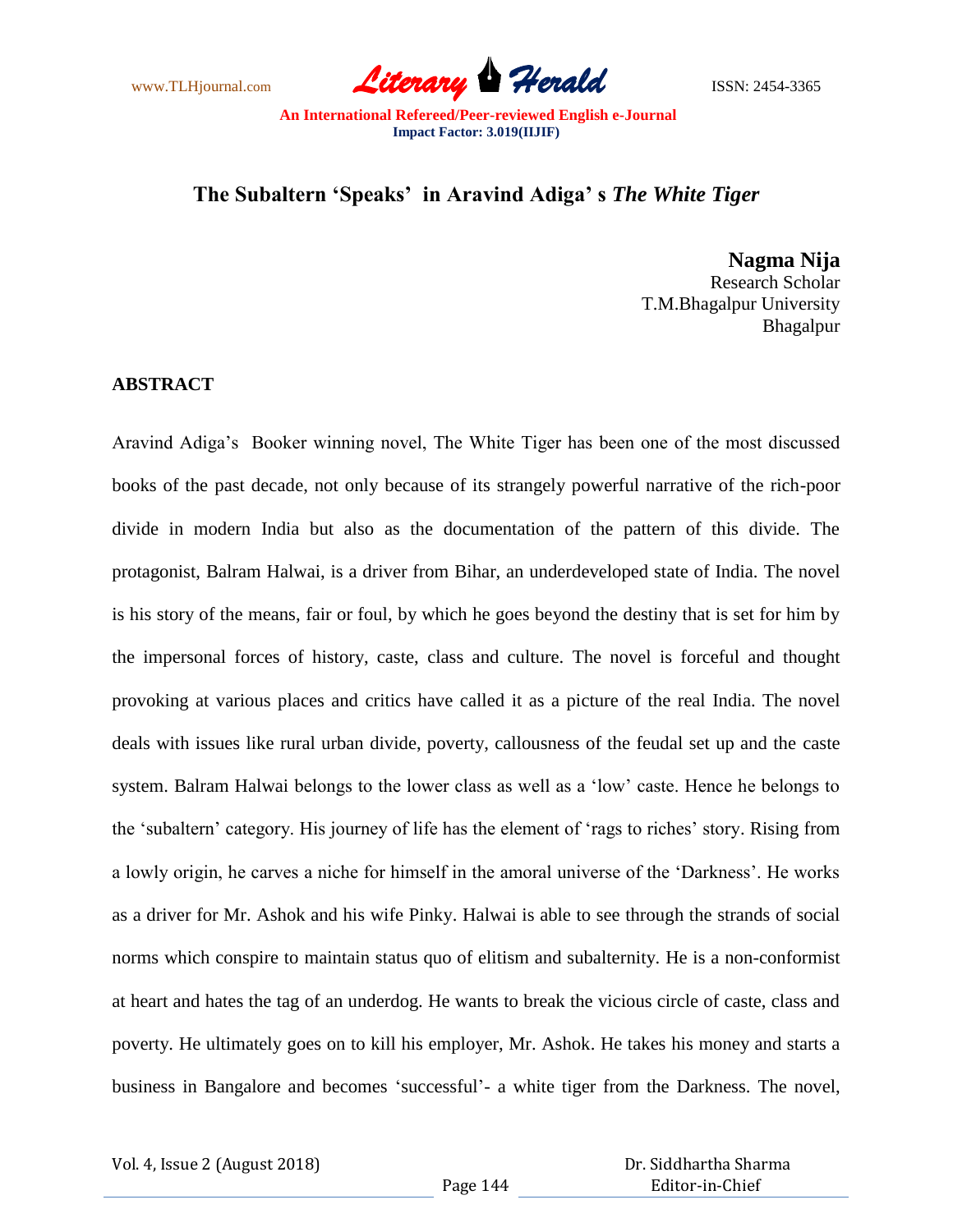# The Subaltern 'Speaks' in Aravind Adiga' s *The White Tiger*

**Nagma Nija**
Research Scholar
T.M.Bhagalpur University
Bhagalpur

## ABSTRACT

Aravind Adiga's Booker winning novel, The White Tiger has been one of the most discussed books of the past decade, not only because of its strangely powerful narrative of the rich-poor divide in modern India but also as the documentation of the pattern of this divide. The protagonist, Balram Halwai, is a driver from Bihar, an underdeveloped state of India. The novel is his story of the means, fair or foul, by which he goes beyond the destiny that is set for him by the impersonal forces of history, caste, class and culture. The novel is forceful and thought provoking at various places and critics have called it as a picture of the real India. The novel deals with issues like rural urban divide, poverty, callousness of the feudal set up and the caste system. Balram Halwai belongs to the lower class as well as a 'low' caste. Hence he belongs to the 'subaltern' category. His journey of life has the element of 'rags to riches' story. Rising from a lowly origin, he carves a niche for himself in the amoral universe of the 'Darkness'. He works as a driver for Mr. Ashok and his wife Pinky. Halwai is able to see through the strands of social norms which conspire to maintain status quo of elitism and subalternity. He is a non-conformist at heart and hates the tag of an underdog. He wants to break the vicious circle of caste, class and poverty. He ultimately goes on to kill his employer, Mr. Ashok. He takes his money and starts a business in Bangalore and becomes 'successful'- a white tiger from the Darkness. The novel,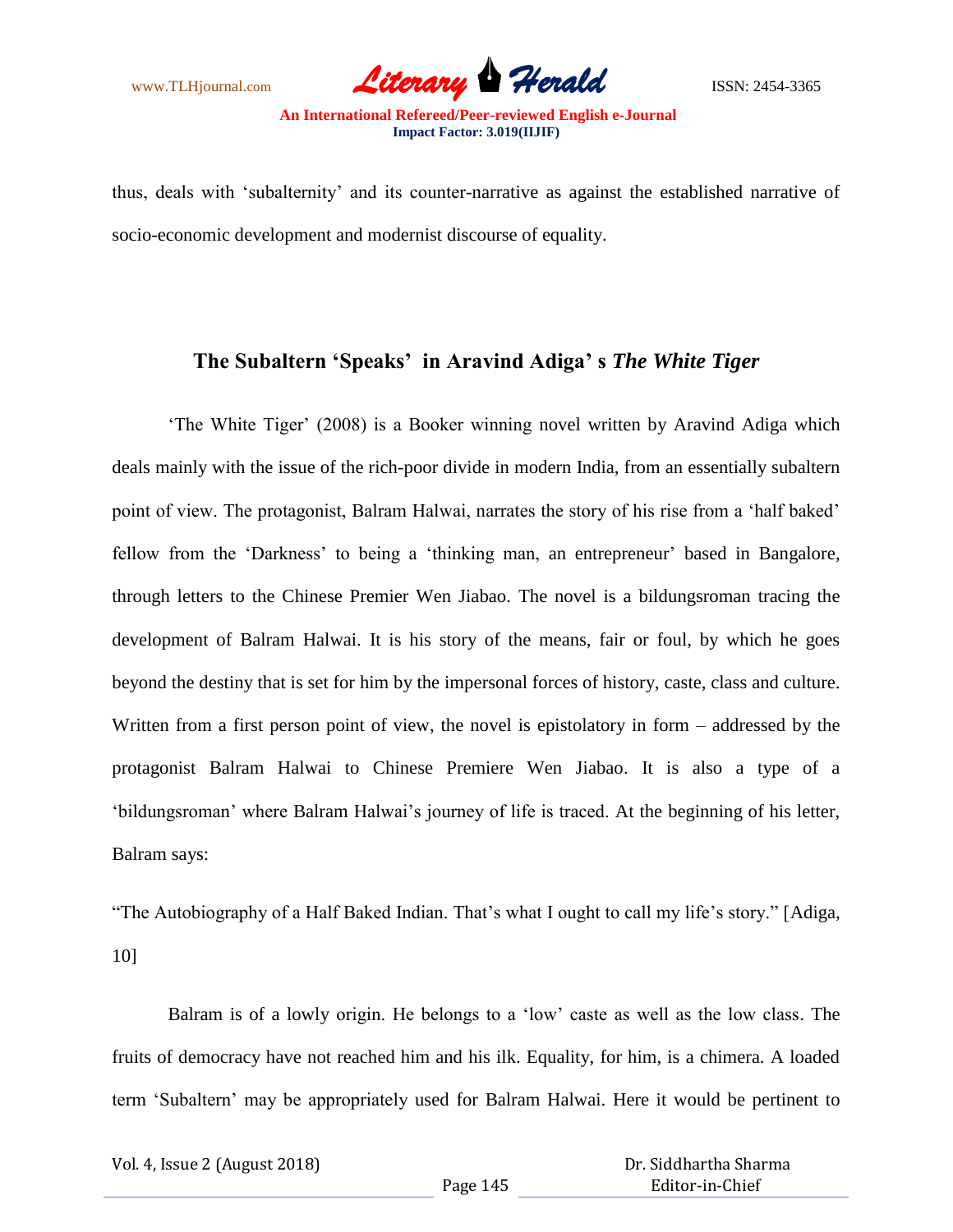thus, deals with 'subalternity' and its counter-narrative as against the established narrative of socio-economic development and modernist discourse of equality.

## The Subaltern 'Speaks' in Aravind Adiga' s *The White Tiger*

'The White Tiger' (2008) is a Booker winning novel written by Aravind Adiga which deals mainly with the issue of the rich-poor divide in modern India, from an essentially subaltern point of view. The protagonist, Balram Halwai, narrates the story of his rise from a 'half baked' fellow from the 'Darkness' to being a 'thinking man, an entrepreneur' based in Bangalore, through letters to the Chinese Premier Wen Jiabao. The novel is a bildungsroman tracing the development of Balram Halwai. It is his story of the means, fair or foul, by which he goes beyond the destiny that is set for him by the impersonal forces of history, caste, class and culture. Written from a first person point of view, the novel is epistolatory in form – addressed by the protagonist Balram Halwai to Chinese Premiere Wen Jiabao. It is also a type of a 'bildungsroman' where Balram Halwai's journey of life is traced. At the beginning of his letter, Balram says:

"The Autobiography of a Half Baked Indian. That's what I ought to call my life's story." [Adiga, 10]

Balram is of a lowly origin. He belongs to a 'low' caste as well as the low class. The fruits of democracy have not reached him and his ilk. Equality, for him, is a chimera. A loaded term 'Subaltern' may be appropriately used for Balram Halwai. Here it would be pertinent to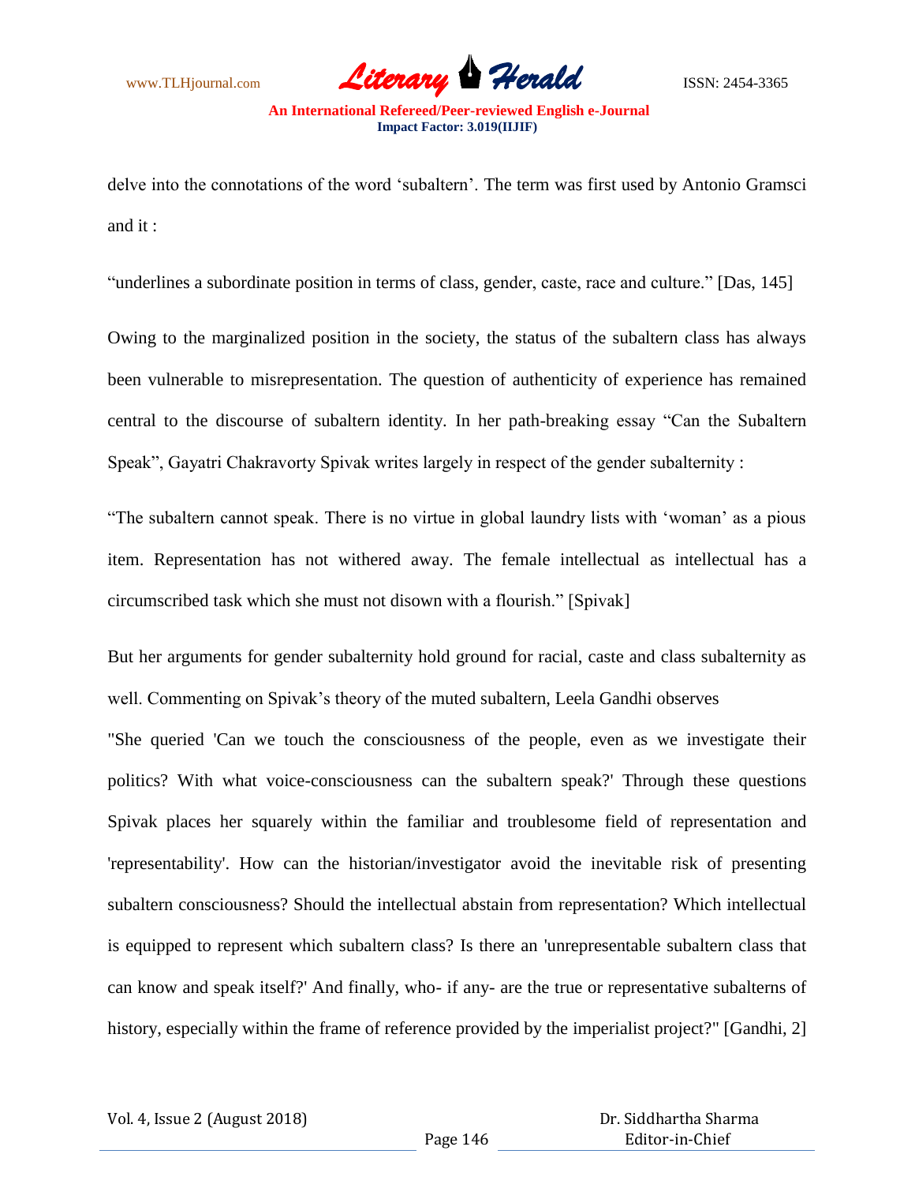delve into the connotations of the word 'subaltern'. The term was first used by Antonio Gramsci and it :

"underlines a subordinate position in terms of class, gender, caste, race and culture." [Das, 145]

Owing to the marginalized position in the society, the status of the subaltern class has always been vulnerable to misrepresentation. The question of authenticity of experience has remained central to the discourse of subaltern identity. In her path-breaking essay "Can the Subaltern Speak", Gayatri Chakravorty Spivak writes largely in respect of the gender subalternity :

"The subaltern cannot speak. There is no virtue in global laundry lists with 'woman' as a pious item. Representation has not withered away. The female intellectual as intellectual has a circumscribed task which she must not disown with a flourish." [Spivak]

But her arguments for gender subalternity hold ground for racial, caste and class subalternity as well. Commenting on Spivak's theory of the muted subaltern, Leela Gandhi observes

"She queried 'Can we touch the consciousness of the people, even as we investigate their politics? With what voice-consciousness can the subaltern speak?' Through these questions Spivak places her squarely within the familiar and troublesome field of representation and 'representability'. How can the historian/investigator avoid the inevitable risk of presenting subaltern consciousness? Should the intellectual abstain from representation? Which intellectual is equipped to represent which subaltern class? Is there an 'unrepresentable subaltern class that can know and speak itself?' And finally, who- if any- are the true or representative subalterns of history, especially within the frame of reference provided by the imperialist project?" [Gandhi, 2]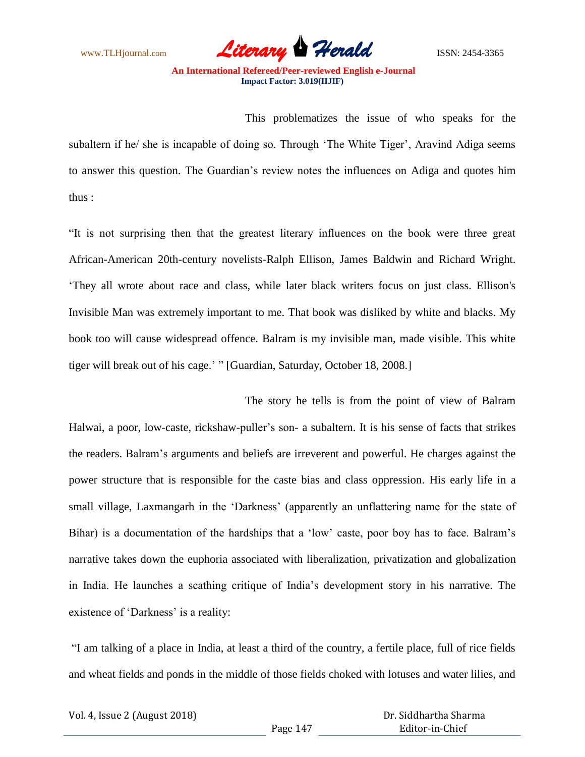This problematizes the issue of who speaks for the subaltern if he/ she is incapable of doing so. Through 'The White Tiger', Aravind Adiga seems to answer this question. The Guardian's review notes the influences on Adiga and quotes him thus :

"It is not surprising then that the greatest literary influences on the book were three great African-American 20th-century novelists-Ralph Ellison, James Baldwin and Richard Wright. 'They all wrote about race and class, while later black writers focus on just class. Ellison's Invisible Man was extremely important to me. That book was disliked by white and blacks. My book too will cause widespread offence. Balram is my invisible man, made visible. This white tiger will break out of his cage.' " [Guardian, Saturday, October 18, 2008.]

The story he tells is from the point of view of Balram Halwai, a poor, low-caste, rickshaw-puller's son- a subaltern. It is his sense of facts that strikes the readers. Balram's arguments and beliefs are irreverent and powerful. He charges against the power structure that is responsible for the caste bias and class oppression. His early life in a small village, Laxmangarh in the 'Darkness' (apparently an unflattering name for the state of Bihar) is a documentation of the hardships that a 'low' caste, poor boy has to face. Balram's narrative takes down the euphoria associated with liberalization, privatization and globalization in India. He launches a scathing critique of India's development story in his narrative. The existence of 'Darkness' is a reality:

"I am talking of a place in India, at least a third of the country, a fertile place, full of rice fields and wheat fields and ponds in the middle of those fields choked with lotuses and water lilies, and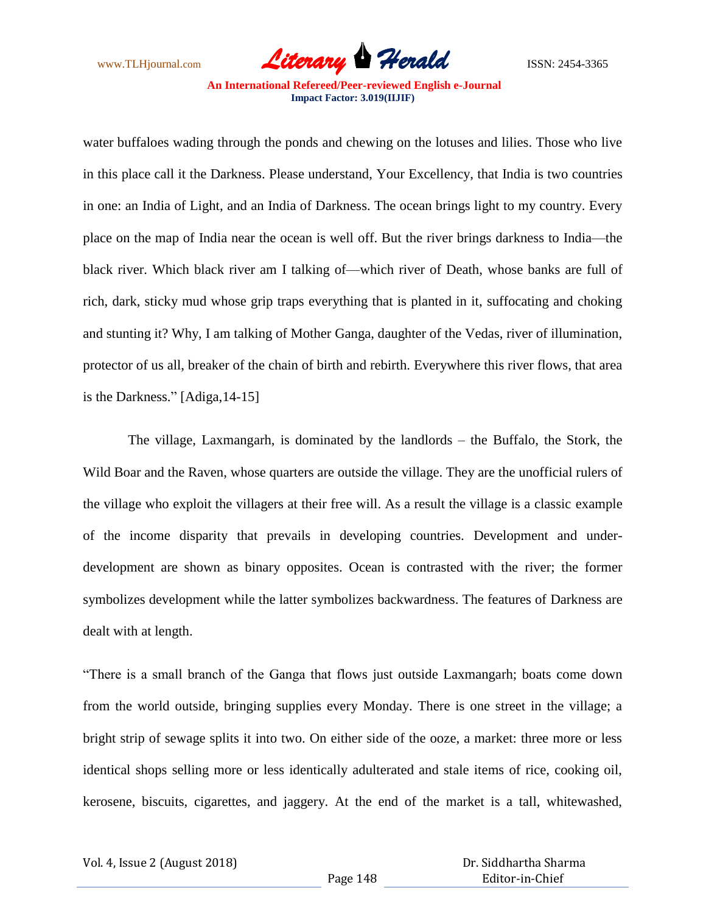water buffaloes wading through the ponds and chewing on the lotuses and lilies. Those who live in this place call it the Darkness. Please understand, Your Excellency, that India is two countries in one: an India of Light, and an India of Darkness. The ocean brings light to my country. Every place on the map of India near the ocean is well off. But the river brings darkness to India—the black river. Which black river am I talking of—which river of Death, whose banks are full of rich, dark, sticky mud whose grip traps everything that is planted in it, suffocating and choking and stunting it? Why, I am talking of Mother Ganga, daughter of the Vedas, river of illumination, protector of us all, breaker of the chain of birth and rebirth. Everywhere this river flows, that area is the Darkness." [Adiga,14-15]

The village, Laxmangarh, is dominated by the landlords – the Buffalo, the Stork, the Wild Boar and the Raven, whose quarters are outside the village. They are the unofficial rulers of the village who exploit the villagers at their free will. As a result the village is a classic example of the income disparity that prevails in developing countries. Development and under-development are shown as binary opposites. Ocean is contrasted with the river; the former symbolizes development while the latter symbolizes backwardness. The features of Darkness are dealt with at length.

"There is a small branch of the Ganga that flows just outside Laxmangarh; boats come down from the world outside, bringing supplies every Monday. There is one street in the village; a bright strip of sewage splits it into two. On either side of the ooze, a market: three more or less identical shops selling more or less identically adulterated and stale items of rice, cooking oil, kerosene, biscuits, cigarettes, and jaggery. At the end of the market is a tall, whitewashed,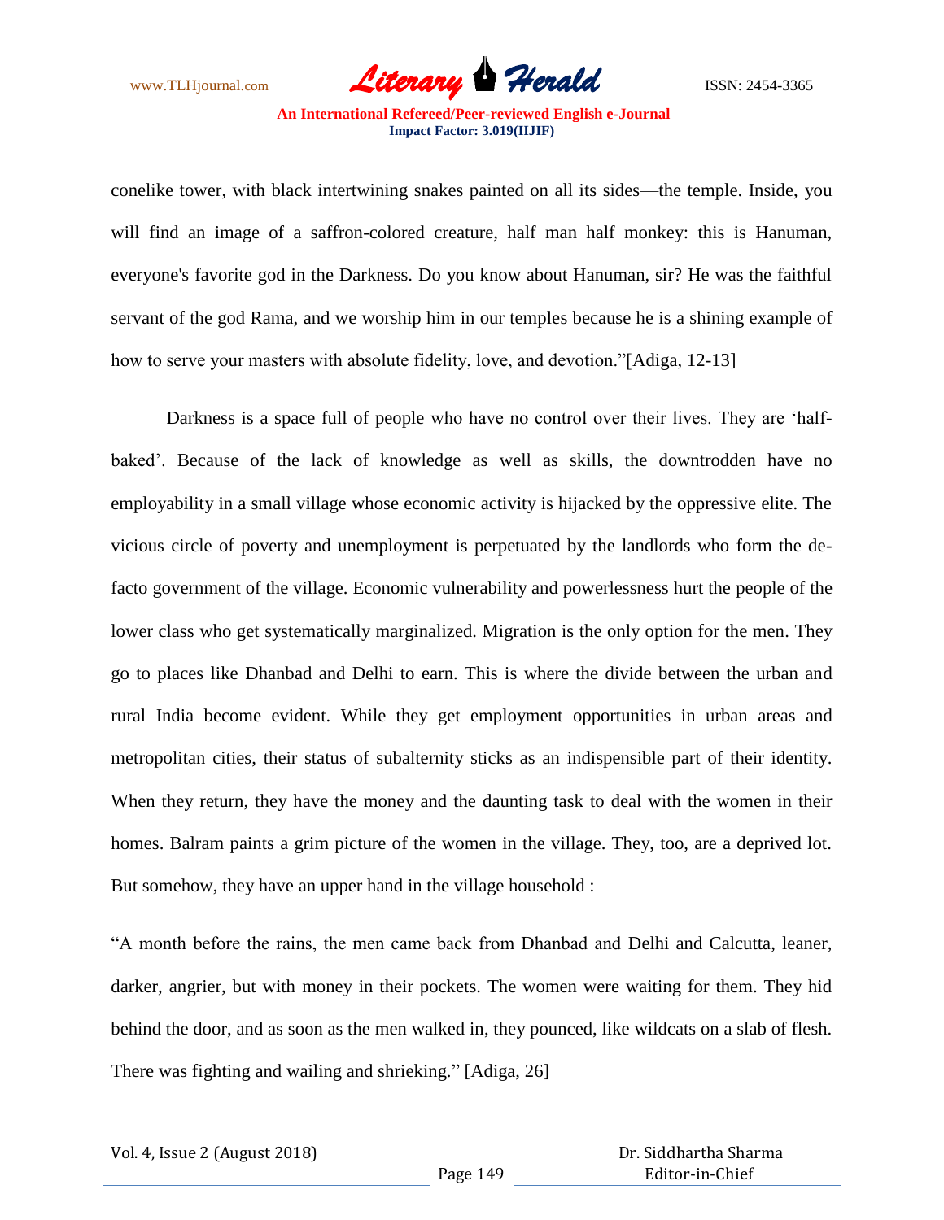conelike tower, with black intertwining snakes painted on all its sides—the temple. Inside, you will find an image of a saffron-colored creature, half man half monkey: this is Hanuman, everyone's favorite god in the Darkness. Do you know about Hanuman, sir? He was the faithful servant of the god Rama, and we worship him in our temples because he is a shining example of how to serve your masters with absolute fidelity, love, and devotion."[Adiga, 12-13]

Darkness is a space full of people who have no control over their lives. They are 'half-baked'. Because of the lack of knowledge as well as skills, the downtrodden have no employability in a small village whose economic activity is hijacked by the oppressive elite. The vicious circle of poverty and unemployment is perpetuated by the landlords who form the de-facto government of the village. Economic vulnerability and powerlessness hurt the people of the lower class who get systematically marginalized. Migration is the only option for the men. They go to places like Dhanbad and Delhi to earn. This is where the divide between the urban and rural India become evident. While they get employment opportunities in urban areas and metropolitan cities, their status of subalternity sticks as an indispensible part of their identity. When they return, they have the money and the daunting task to deal with the women in their homes. Balram paints a grim picture of the women in the village. They, too, are a deprived lot. But somehow, they have an upper hand in the village household :

"A month before the rains, the men came back from Dhanbad and Delhi and Calcutta, leaner, darker, angrier, but with money in their pockets. The women were waiting for them. They hid behind the door, and as soon as the men walked in, they pounced, like wildcats on a slab of flesh. There was fighting and wailing and shrieking." [Adiga, 26]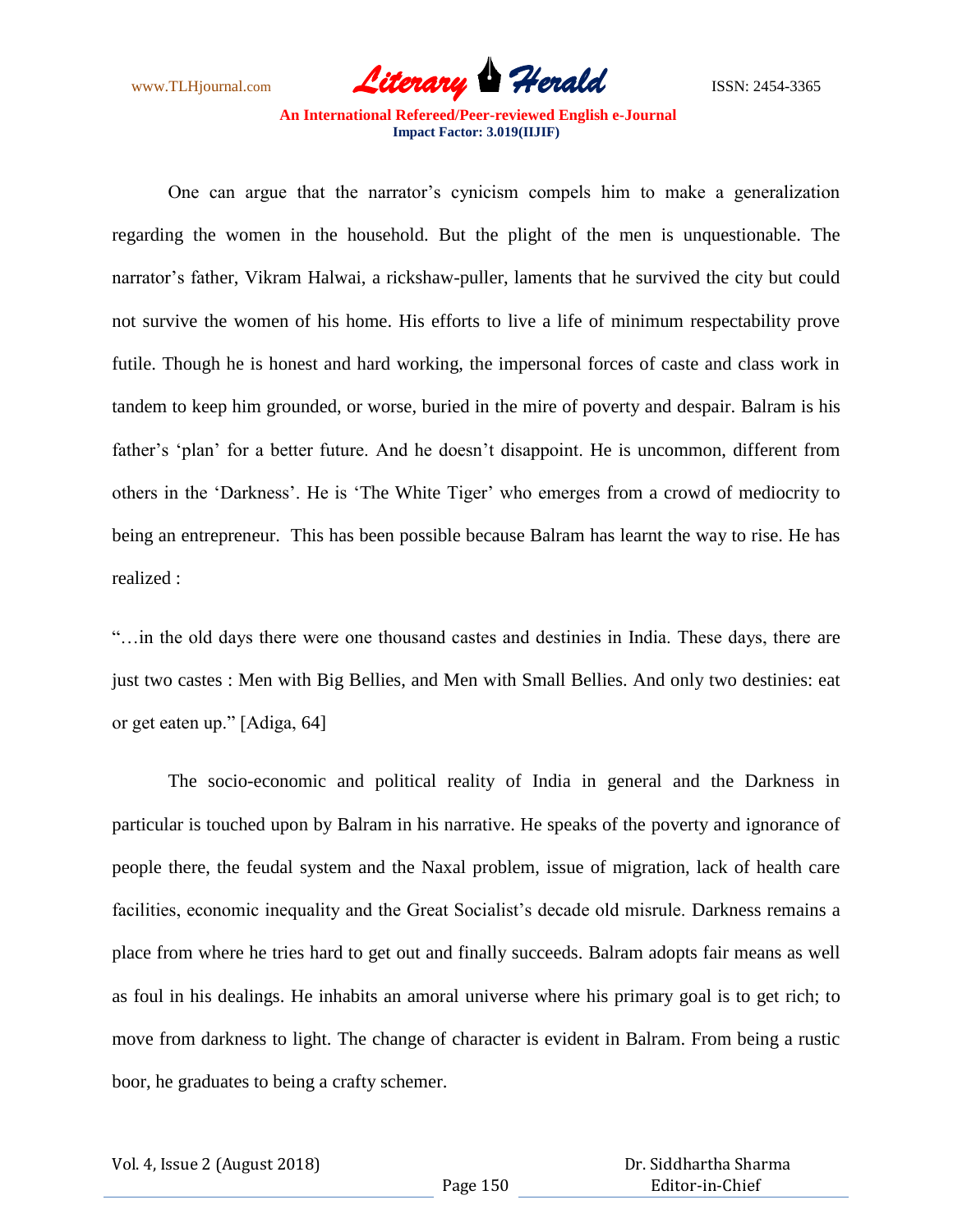One can argue that the narrator's cynicism compels him to make a generalization regarding the women in the household. But the plight of the men is unquestionable. The narrator's father, Vikram Halwai, a rickshaw-puller, laments that he survived the city but could not survive the women of his home. His efforts to live a life of minimum respectability prove futile. Though he is honest and hard working, the impersonal forces of caste and class work in tandem to keep him grounded, or worse, buried in the mire of poverty and despair. Balram is his father's 'plan' for a better future. And he doesn't disappoint. He is uncommon, different from others in the 'Darkness'. He is 'The White Tiger' who emerges from a crowd of mediocrity to being an entrepreneur. This has been possible because Balram has learnt the way to rise. He has realized :

"…in the old days there were one thousand castes and destinies in India. These days, there are just two castes : Men with Big Bellies, and Men with Small Bellies. And only two destinies: eat or get eaten up." [Adiga, 64]

The socio-economic and political reality of India in general and the Darkness in particular is touched upon by Balram in his narrative. He speaks of the poverty and ignorance of people there, the feudal system and the Naxal problem, issue of migration, lack of health care facilities, economic inequality and the Great Socialist's decade old misrule. Darkness remains a place from where he tries hard to get out and finally succeeds. Balram adopts fair means as well as foul in his dealings. He inhabits an amoral universe where his primary goal is to get rich; to move from darkness to light. The change of character is evident in Balram. From being a rustic boor, he graduates to being a crafty schemer.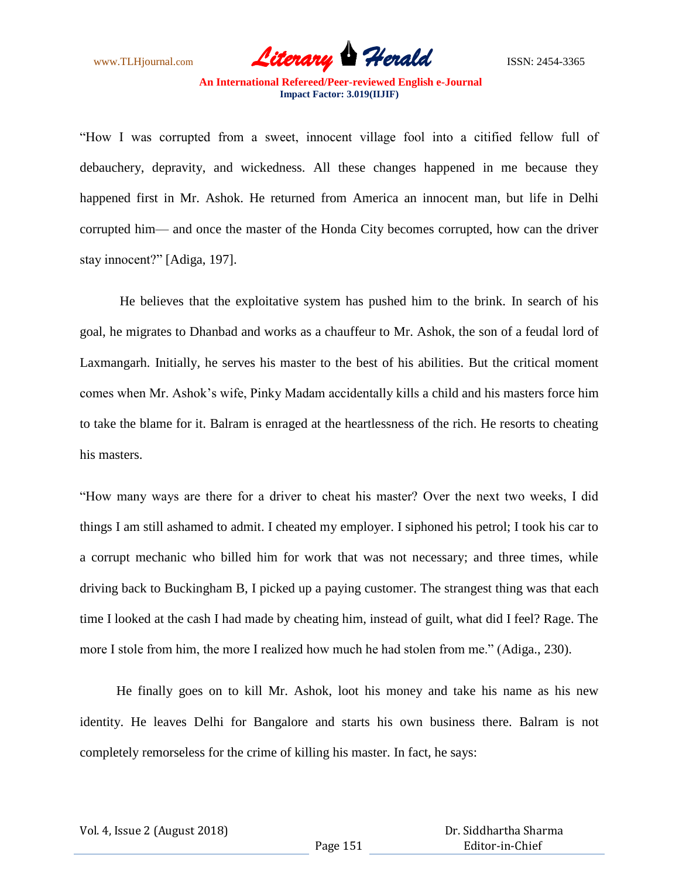“How I was corrupted from a sweet, innocent village fool into a citified fellow full of debauchery, depravity, and wickedness. All these changes happened in me because they happened first in Mr. Ashok. He returned from America an innocent man, but life in Delhi corrupted him— and once the master of the Honda City becomes corrupted, how can the driver stay innocent?” [Adiga, 197].

He believes that the exploitative system has pushed him to the brink. In search of his goal, he migrates to Dhanbad and works as a chauffeur to Mr. Ashok, the son of a feudal lord of Laxmangarh. Initially, he serves his master to the best of his abilities. But the critical moment comes when Mr. Ashok’s wife, Pinky Madam accidentally kills a child and his masters force him to take the blame for it. Balram is enraged at the heartlessness of the rich. He resorts to cheating his masters.

“How many ways are there for a driver to cheat his master? Over the next two weeks, I did things I am still ashamed to admit. I cheated my employer. I siphoned his petrol; I took his car to a corrupt mechanic who billed him for work that was not necessary; and three times, while driving back to Buckingham B, I picked up a paying customer. The strangest thing was that each time I looked at the cash I had made by cheating him, instead of guilt, what did I feel? Rage. The more I stole from him, the more I realized how much he had stolen from me.” (Adiga., 230).

He finally goes on to kill Mr. Ashok, loot his money and take his name as his new identity. He leaves Delhi for Bangalore and starts his own business there. Balram is not completely remorseless for the crime of killing his master. In fact, he says: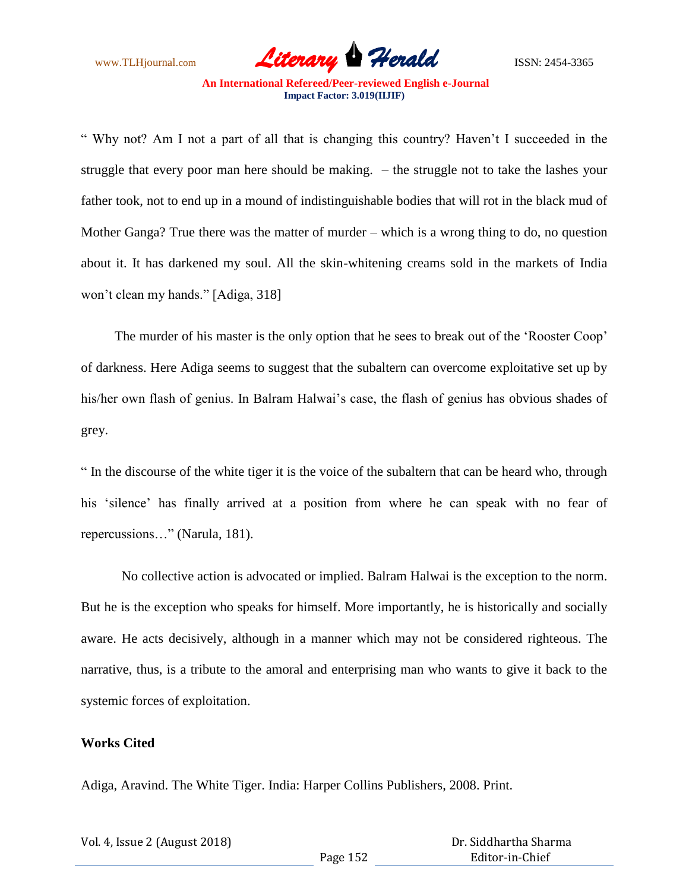" Why not? Am I not a part of all that is changing this country? Haven't I succeeded in the struggle that every poor man here should be making. – the struggle not to take the lashes your father took, not to end up in a mound of indistinguishable bodies that will rot in the black mud of Mother Ganga? True there was the matter of murder – which is a wrong thing to do, no question about it. It has darkened my soul. All the skin-whitening creams sold in the markets of India won't clean my hands." [Adiga, 318]

The murder of his master is the only option that he sees to break out of the 'Rooster Coop' of darkness. Here Adiga seems to suggest that the subaltern can overcome exploitative set up by his/her own flash of genius. In Balram Halwai's case, the flash of genius has obvious shades of grey.

" In the discourse of the white tiger it is the voice of the subaltern that can be heard who, through his 'silence' has finally arrived at a position from where he can speak with no fear of repercussions…" (Narula, 181).

No collective action is advocated or implied. Balram Halwai is the exception to the norm. But he is the exception who speaks for himself. More importantly, he is historically and socially aware. He acts decisively, although in a manner which may not be considered righteous. The narrative, thus, is a tribute to the amoral and enterprising man who wants to give it back to the systemic forces of exploitation.

**Works Cited**

Adiga, Aravind. The White Tiger. India: Harper Collins Publishers, 2008. Print.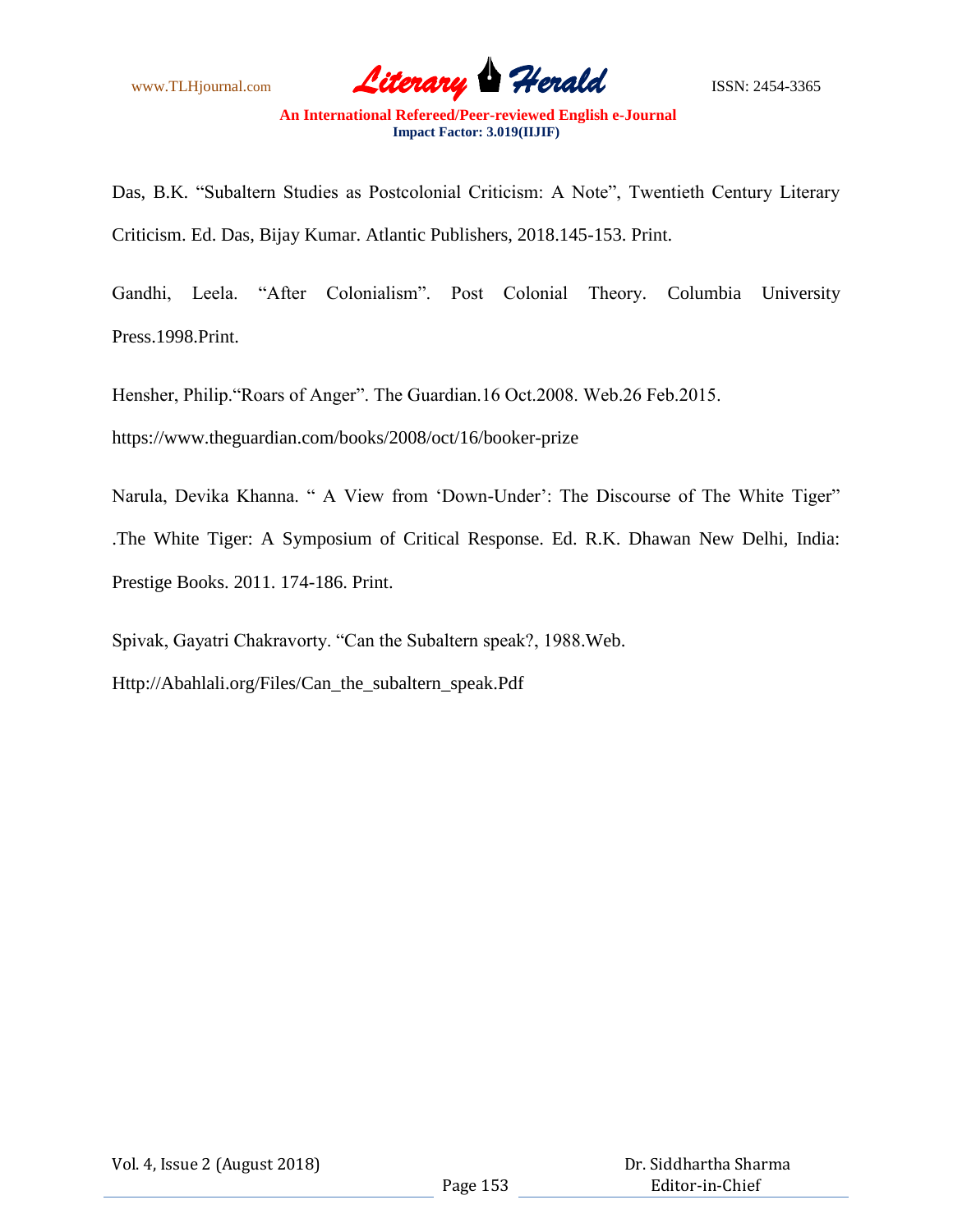Das, B.K. “Subaltern Studies as Postcolonial Criticism: A Note”, Twentieth Century Literary Criticism. Ed. Das, Bijay Kumar. Atlantic Publishers, 2018.145-153. Print.

Gandhi, Leela. “After Colonialism”. Post Colonial Theory. Columbia University Press.1998.Print.

Hensher, Philip.“Roars of Anger”. The Guardian.16 Oct.2008. Web.26 Feb.2015. https://www.theguardian.com/books/2008/oct/16/booker-prize

Narula, Devika Khanna. “ A View from ‘Down-Under’: The Discourse of The White Tiger” .The White Tiger: A Symposium of Critical Response. Ed. R.K. Dhawan New Delhi, India: Prestige Books. 2011. 174-186. Print.

Spivak, Gayatri Chakravorty. “Can the Subaltern speak?, 1988.Web. Http://Abahlali.org/Files/Can_the_subaltern_speak.Pdf